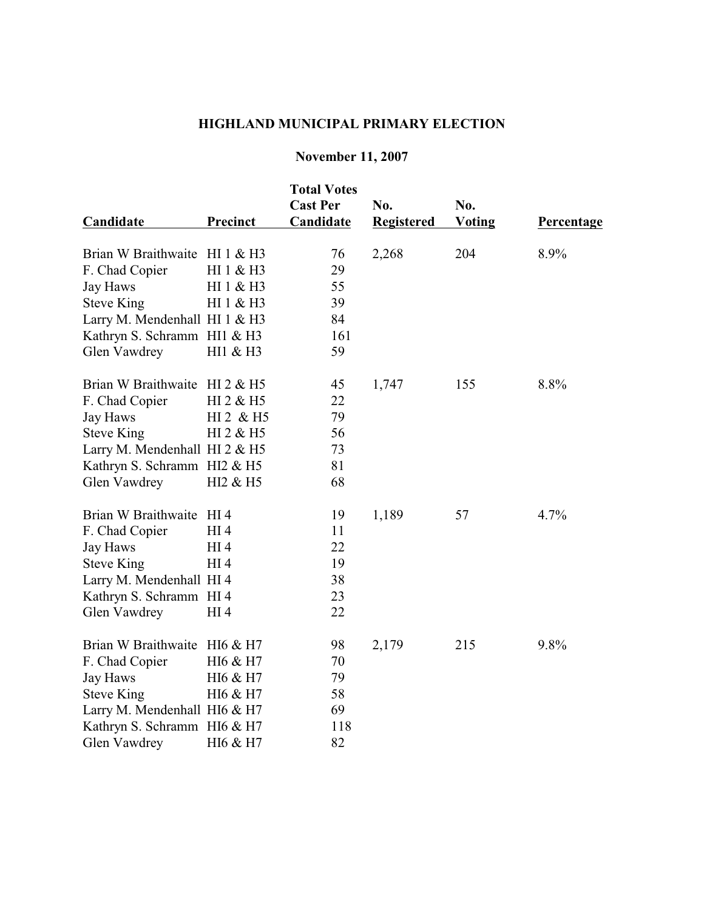## HIGHLAND MUNICIPAL PRIMARY ELECTION

**November 11, 2007**

| Candidate | Precinct | Total Votes Cast Per Candidate | No. Registered | No. Voting | Percentage |
|---|---|---|---|---|---|
| Brian W Braithwaite | HI 1 & H3 | 76 | 2,268 | 204 | 8.9% |
| F. Chad Copier | HI 1 & H3 | 29 | | | |
| Jay Haws | HI 1 & H3 | 55 | | | |
| Steve King | HI 1 & H3 | 39 | | | |
| Larry M. Mendenhall | HI 1 & H3 | 84 | | | |
| Kathryn S. Schramm | HI1 & H3 | 161 | | | |
| Glen Vawdrey | HI1 & H3 | 59 | | | |
| Brian W Braithwaite | HI 2 & H5 | 45 | 1,747 | 155 | 8.8% |
| F. Chad Copier | HI 2 & H5 | 22 | | | |
| Jay Haws | HI 2 & H5 | 79 | | | |
| Steve King | HI 2 & H5 | 56 | | | |
| Larry M. Mendenhall | HI 2 & H5 | 73 | | | |
| Kathryn S. Schramm | HI2 & H5 | 81 | | | |
| Glen Vawdrey | HI2 & H5 | 68 | | | |
| Brian W Braithwaite | HI 4 | 19 | 1,189 | 57 | 4.7% |
| F. Chad Copier | HI 4 | 11 | | | |
| Jay Haws | HI 4 | 22 | | | |
| Steve King | HI 4 | 19 | | | |
| Larry M. Mendenhall | HI 4 | 38 | | | |
| Kathryn S. Schramm | HI 4 | 23 | | | |
| Glen Vawdrey | HI 4 | 22 | | | |
| Brian W Braithwaite | HI6 & H7 | 98 | 2,179 | 215 | 9.8% |
| F. Chad Copier | HI6 & H7 | 70 | | | |
| Jay Haws | HI6 & H7 | 79 | | | |
| Steve King | HI6 & H7 | 58 | | | |
| Larry M. Mendenhall | HI6 & H7 | 69 | | | |
| Kathryn S. Schramm | HI6 & H7 | 118 | | | |
| Glen Vawdrey | HI6 & H7 | 82 | | | |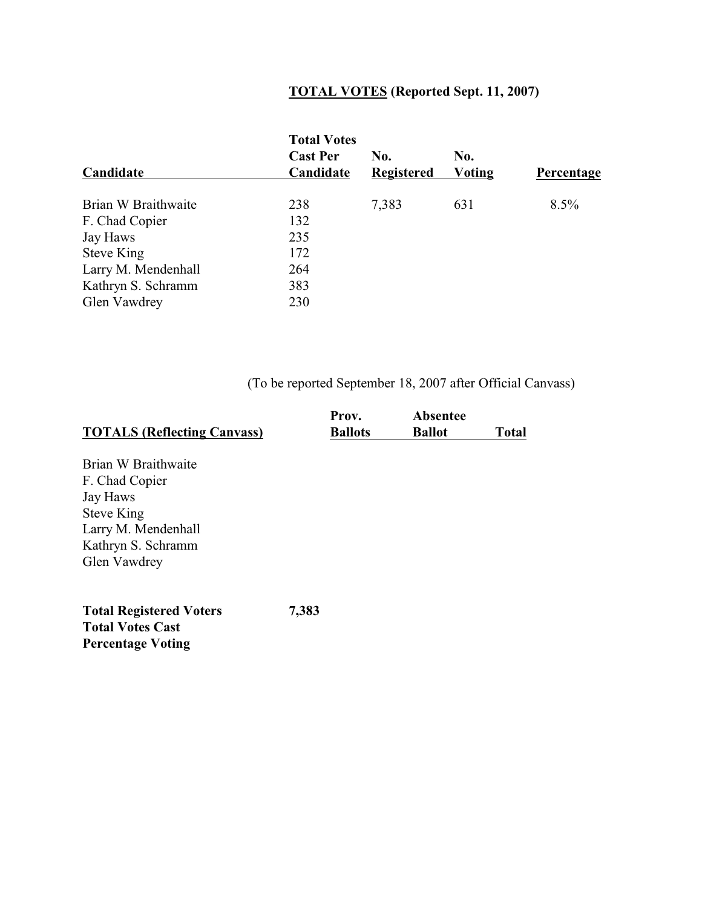## TOTAL VOTES (Reported Sept. 11, 2007)

| Candidate | Total Votes Cast Per Candidate | No. Registered | No. Voting | Percentage |
|---|---|---|---|---|
| Brian W Braithwaite | 238 | 7,383 | 631 | 8.5% |
| F. Chad Copier | 132 | | | |
| Jay Haws | 235 | | | |
| Steve King | 172 | | | |
| Larry M. Mendenhall | 264 | | | |
| Kathryn S. Schramm | 383 | | | |
| Glen Vawdrey | 230 | | | |

(To be reported September 18, 2007 after Official Canvass)

| TOTALS (Reflecting Canvass) | Prov. Ballots | Absentee Ballot | Total |
|---|---|---|---|
| Brian W Braithwaite | | | |
| F. Chad Copier | | | |
| Jay Haws | | | |
| Steve King | | | |
| Larry M. Mendenhall | | | |
| Kathryn S. Schramm | | | |
| Glen Vawdrey | | | |

**Total Registered Voters** **7,383**
**Total Votes Cast**
**Percentage Voting**